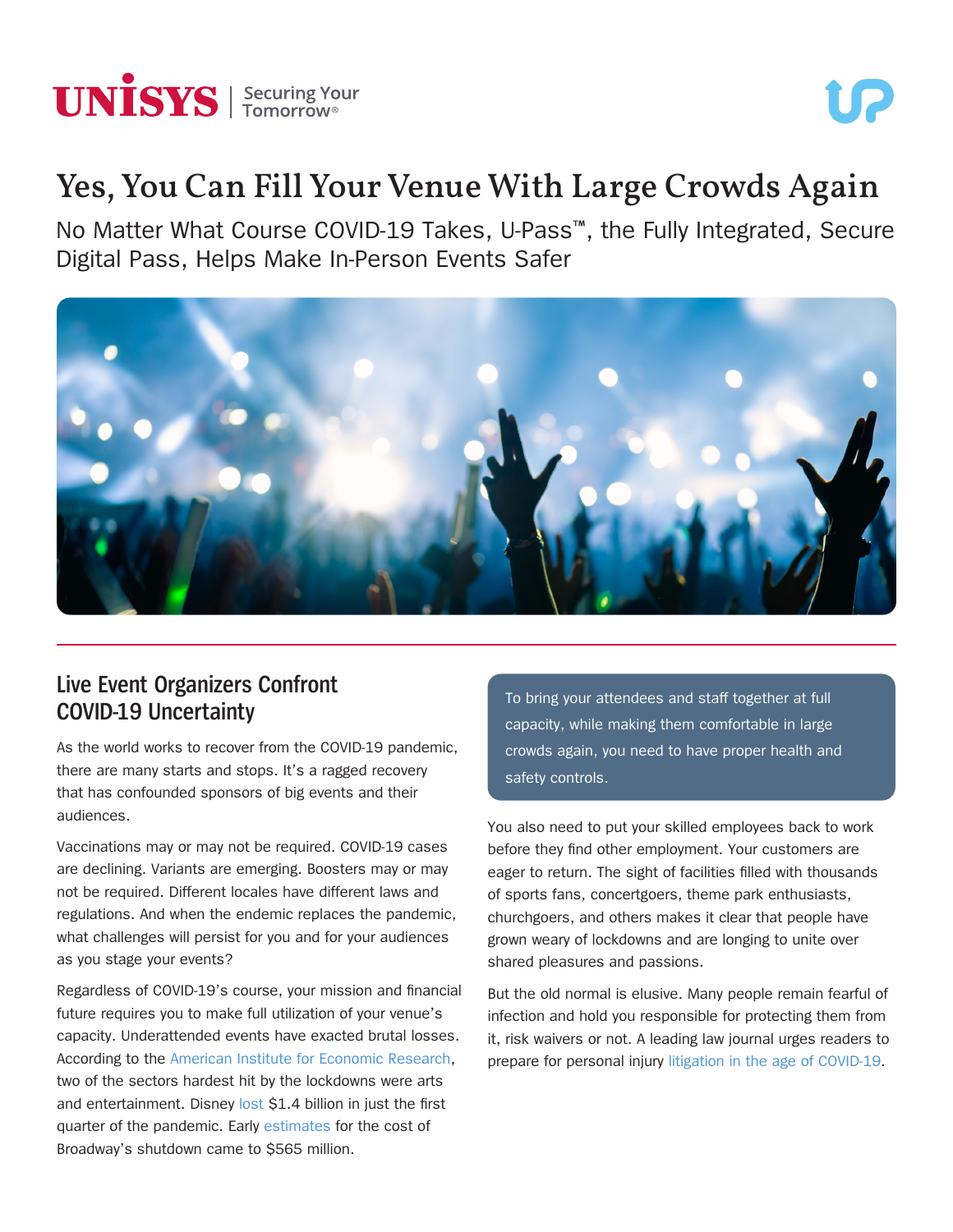# Yes, You Can Fill Your Venue With Large Crowds Again

No Matter What Course COVID-19 Takes, U-Pass™, the Fully Integrated, Secure Digital Pass, Helps Make In-Person Events Safer

## Live Event Organizers Confront COVID-19 Uncertainty

As the world works to recover from the COVID-19 pandemic, there are many starts and stops. It's a ragged recovery that has confounded sponsors of big events and their audiences.

Vaccinations may or may not be required. COVID-19 cases are declining. Variants are emerging. Boosters may or may not be required. Different locales have different laws and regulations. And when the endemic replaces the pandemic, what challenges will persist for you and for your audiences as you stage your events?

Regardless of COVID-19's course, your mission and financial future requires you to make full utilization of your venue's capacity. Underattended events have exacted brutal losses. According to the American Institute for Economic Research, two of the sectors hardest hit by the lockdowns were arts and entertainment. Disney lost $1.4 billion in just the first quarter of the pandemic. Early estimates for the cost of Broadway's shutdown came to $565 million.

> To bring your attendees and staff together at full capacity, while making them comfortable in large crowds again, you need to have proper health and safety controls.

You also need to put your skilled employees back to work before they find other employment. Your customers are eager to return. The sight of facilities filled with thousands of sports fans, concertgoers, theme park enthusiasts, churchgoers, and others makes it clear that people have grown weary of lockdowns and are longing to unite over shared pleasures and passions.

But the old normal is elusive. Many people remain fearful of infection and hold you responsible for protecting them from it, risk waivers or not. A leading law journal urges readers to prepare for personal injury litigation in the age of COVID-19.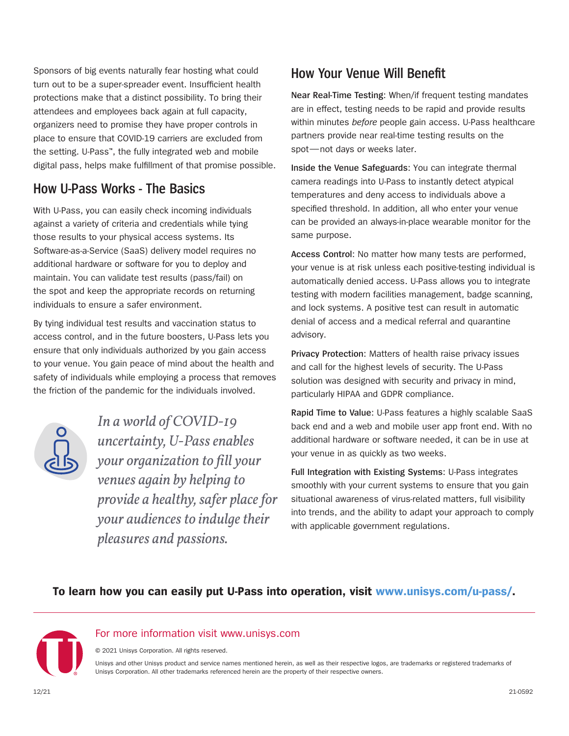Sponsors of big events naturally fear hosting what could turn out to be a super-spreader event. Insufficient health protections make that a distinct possibility. To bring their attendees and employees back again at full capacity, organizers need to promise they have proper controls in place to ensure that COVID-19 carriers are excluded from the setting. U-Pass™, the fully integrated web and mobile digital pass, helps make fulfillment of that promise possible.

## How U-Pass Works - The Basics

With U-Pass, you can easily check incoming individuals against a variety of criteria and credentials while tying those results to your physical access systems. Its Software-as-a-Service (SaaS) delivery model requires no additional hardware or software for you to deploy and maintain. You can validate test results (pass/fail) on the spot and keep the appropriate records on returning individuals to ensure a safer environment.

By tying individual test results and vaccination status to access control, and in the future boosters, U-Pass lets you ensure that only individuals authorized by you gain access to your venue. You gain peace of mind about the health and safety of individuals while employing a process that removes the friction of the pandemic for the individuals involved.

*In a world of COVID-19 uncertainty, U-Pass enables your organization to fill your venues again by helping to provide a healthy, safer place for your audiences to indulge their pleasures and passions.*

## How Your Venue Will Benefit

**Near Real-Time Testing**: When/if frequent testing mandates are in effect, testing needs to be rapid and provide results within minutes *before* people gain access. U-Pass healthcare partners provide near real-time testing results on the spot—not days or weeks later.

**Inside the Venue Safeguards**: You can integrate thermal camera readings into U-Pass to instantly detect atypical temperatures and deny access to individuals above a specified threshold. In addition, all who enter your venue can be provided an always-in-place wearable monitor for the same purpose.

**Access Control**: No matter how many tests are performed, your venue is at risk unless each positive-testing individual is automatically denied access. U-Pass allows you to integrate testing with modern facilities management, badge scanning, and lock systems. A positive test can result in automatic denial of access and a medical referral and quarantine advisory.

**Privacy Protection**: Matters of health raise privacy issues and call for the highest levels of security. The U-Pass solution was designed with security and privacy in mind, particularly HIPAA and GDPR compliance.

**Rapid Time to Value**: U-Pass features a highly scalable SaaS back end and a web and mobile user app front end. With no additional hardware or software needed, it can be in use at your venue in as quickly as two weeks.

**Full Integration with Existing Systems**: U-Pass integrates smoothly with your current systems to ensure that you gain situational awareness of virus-related matters, full visibility into trends, and the ability to adapt your approach to comply with applicable government regulations.

**To learn how you can easily put U-Pass into operation, visit www.unisys.com/u-pass/.**

For more information visit www.unisys.com

© 2021 Unisys Corporation. All rights reserved.

Unisys and other Unisys product and service names mentioned herein, as well as their respective logos, are trademarks or registered trademarks of Unisys Corporation. All other trademarks referenced herein are the property of their respective owners.

12/21

21-0592